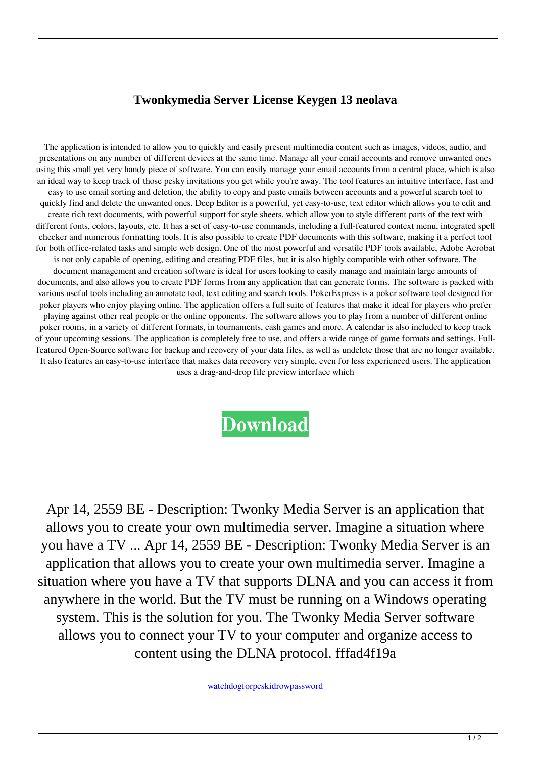# Twonkymedia Server License Keygen 13 neolava

The application is intended to allow you to quickly and easily present multimedia content such as images, videos, audio, and presentations on any number of different devices at the same time. Manage all your email accounts and remove unwanted ones using this small yet very handy piece of software. You can easily manage your email accounts from a central place, which is also an ideal way to keep track of those pesky invitations you get while you're away. The tool features an intuitive interface, fast and easy to use email sorting and deletion, the ability to copy and paste emails between accounts and a powerful search tool to quickly find and delete the unwanted ones. Deep Editor is a powerful, yet easy-to-use, text editor which allows you to edit and create rich text documents, with powerful support for style sheets, which allow you to style different parts of the text with different fonts, colors, layouts, etc. It has a set of easy-to-use commands, including a full-featured context menu, integrated spell checker and numerous formatting tools. It is also possible to create PDF documents with this software, making it a perfect tool for both office-related tasks and simple web design. One of the most powerful and versatile PDF tools available, Adobe Acrobat is not only capable of opening, editing and creating PDF files, but it is also highly compatible with other software. The document management and creation software is ideal for users looking to easily manage and maintain large amounts of documents, and also allows you to create PDF forms from any application that can generate forms. The software is packed with various useful tools including an annotate tool, text editing and search tools. PokerExpress is a poker software tool designed for poker players who enjoy playing online. The application offers a full suite of features that make it ideal for players who prefer playing against other real people or the online opponents. The software allows you to play from a number of different online poker rooms, in a variety of different formats, in tournaments, cash games and more. A calendar is also included to keep track of your upcoming sessions. The application is completely free to use, and offers a wide range of game formats and settings. Full-featured Open-Source software for backup and recovery of your data files, as well as undelete those that are no longer available. It also features an easy-to-use interface that makes data recovery very simple, even for less experienced users. The application uses a drag-and-drop file preview interface which

**Download**

Apr 14, 2559 BE - Description: Twonky Media Server is an application that allows you to create your own multimedia server. Imagine a situation where you have a TV ... Apr 14, 2559 BE - Description: Twonky Media Server is an application that allows you to create your own multimedia server. Imagine a situation where you have a TV that supports DLNA and you can access it from anywhere in the world. But the TV must be running on a Windows operating system. This is the solution for you. The Twonky Media Server software allows you to connect your TV to your computer and organize access to content using the DLNA protocol. fffad4f19a

watchdogforpcskidrowpassword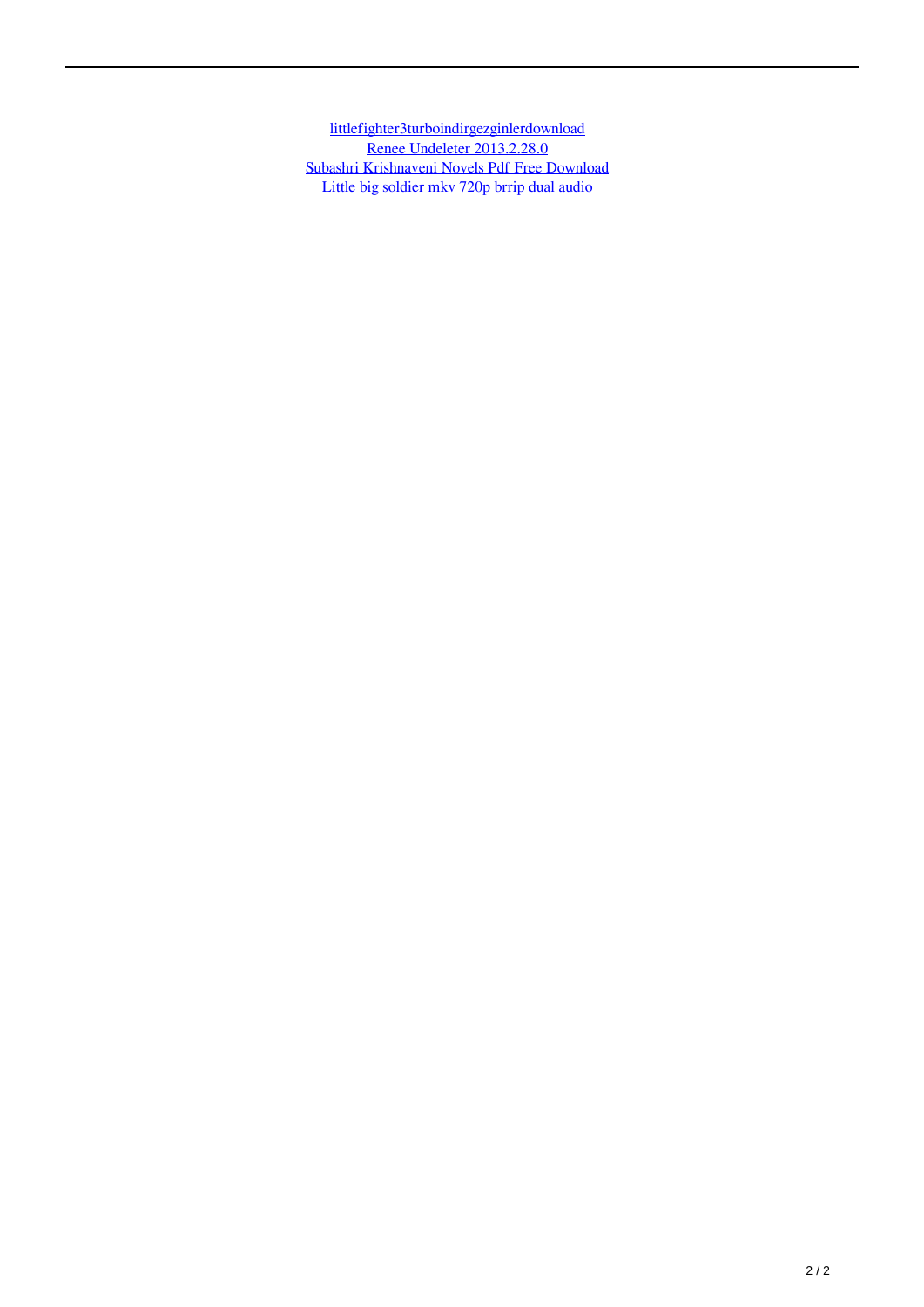littlefighter3turboindirgezginlerdownload
Renee Undeleter 2013.2.28.0
Subashri Krishnaveni Novels Pdf Free Download
Little big soldier mkv 720p brrip dual audio